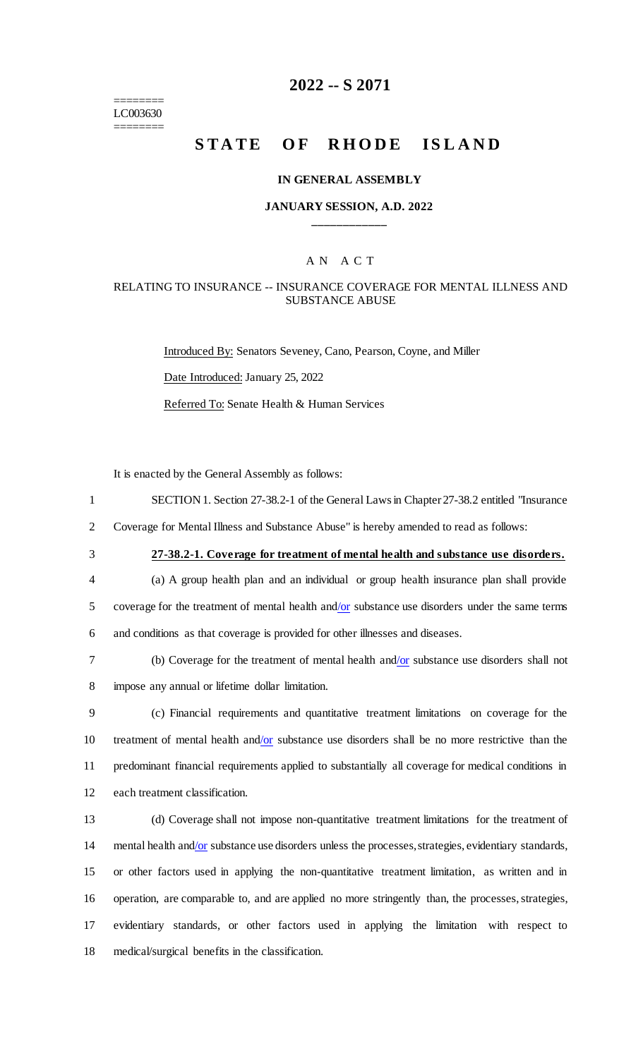# 2022 -- S 2071

========
LC003630
========

# STATE OF RHODE ISLAND

## IN GENERAL ASSEMBLY

### JANUARY SESSION, A.D. 2022

____________

A N   A C T

RELATING TO INSURANCE -- INSURANCE COVERAGE FOR MENTAL ILLNESS AND SUBSTANCE ABUSE

Introduced By: Senators Seveney, Cano, Pearson, Coyne, and Miller

Date Introduced: January 25, 2022

Referred To: Senate Health & Human Services

It is enacted by the General Assembly as follows:

1 SECTION 1. Section 27-38.2-1 of the General Laws in Chapter 27-38.2 entitled "Insurance
2 Coverage for Mental Illness and Substance Abuse" is hereby amended to read as follows:

3 **27-38.2-1. Coverage for treatment of mental health and substance use disorders.**

4 (a) A group health plan and an individual or group health insurance plan shall provide
5 coverage for the treatment of mental health and/or substance use disorders under the same terms
6 and conditions as that coverage is provided for other illnesses and diseases.

7 (b) Coverage for the treatment of mental health and/or substance use disorders shall not
8 impose any annual or lifetime dollar limitation.

9 (c) Financial requirements and quantitative treatment limitations on coverage for the
10 treatment of mental health and/or substance use disorders shall be no more restrictive than the
11 predominant financial requirements applied to substantially all coverage for medical conditions in
12 each treatment classification.

13 (d) Coverage shall not impose non-quantitative treatment limitations for the treatment of
14 mental health and/or substance use disorders unless the processes, strategies, evidentiary standards,
15 or other factors used in applying the non-quantitative treatment limitation, as written and in
16 operation, are comparable to, and are applied no more stringently than, the processes, strategies,
17 evidentiary standards, or other factors used in applying the limitation with respect to
18 medical/surgical benefits in the classification.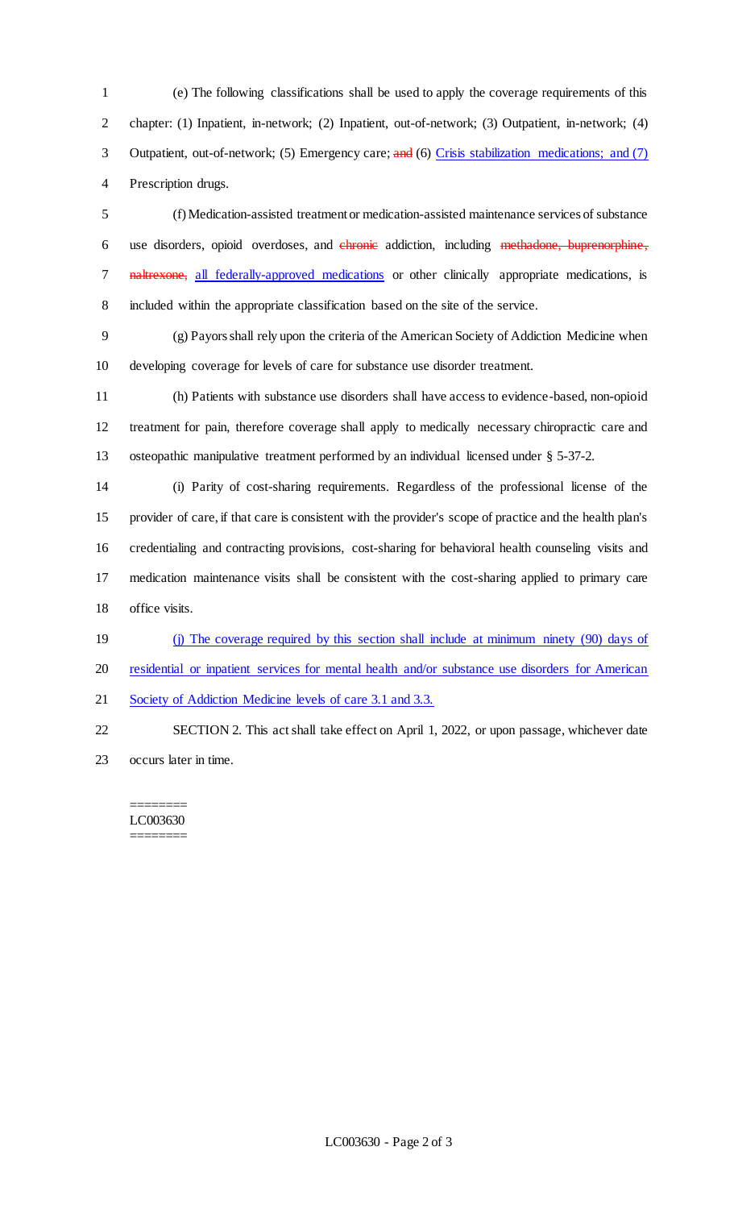(e) The following classifications shall be used to apply the coverage requirements of this chapter: (1) Inpatient, in-network; (2) Inpatient, out-of-network; (3) Outpatient, in-network; (4) Outpatient, out-of-network; (5) Emergency care; ~~and~~ (6) Crisis stabilization medications; and (7) Prescription drugs.

(f) Medication-assisted treatment or medication-assisted maintenance services of substance use disorders, opioid overdoses, and ~~chronic~~ addiction, including ~~methadone, buprenorphine, naltrexone,~~ all federally-approved medications or other clinically appropriate medications, is included within the appropriate classification based on the site of the service.

(g) Payors shall rely upon the criteria of the American Society of Addiction Medicine when developing coverage for levels of care for substance use disorder treatment.

(h) Patients with substance use disorders shall have access to evidence-based, non-opioid treatment for pain, therefore coverage shall apply to medically necessary chiropractic care and osteopathic manipulative treatment performed by an individual licensed under § 5-37-2.

(i) Parity of cost-sharing requirements. Regardless of the professional license of the provider of care, if that care is consistent with the provider's scope of practice and the health plan's credentialing and contracting provisions, cost-sharing for behavioral health counseling visits and medication maintenance visits shall be consistent with the cost-sharing applied to primary care office visits.

(j) The coverage required by this section shall include at minimum ninety (90) days of residential or inpatient services for mental health and/or substance use disorders for American Society of Addiction Medicine levels of care 3.1 and 3.3.

SECTION 2. This act shall take effect on April 1, 2022, or upon passage, whichever date occurs later in time.

========
LC003630
========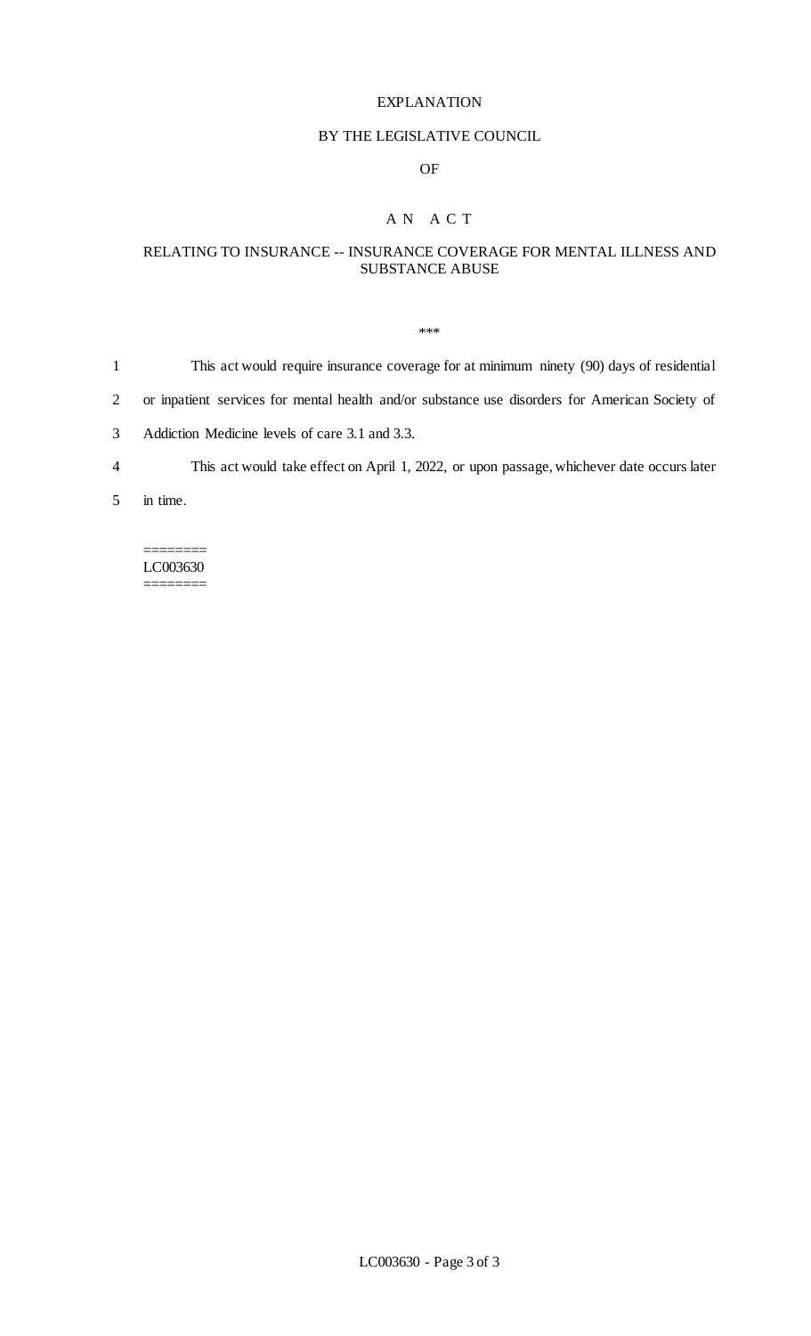EXPLANATION

BY THE LEGISLATIVE COUNCIL

OF

A N A C T

RELATING TO INSURANCE -- INSURANCE COVERAGE FOR MENTAL ILLNESS AND SUBSTANCE ABUSE

\*\*\*

1 This act would require insurance coverage for at minimum ninety (90) days of residential
2 or inpatient services for mental health and/or substance use disorders for American Society of
3 Addiction Medicine levels of care 3.1 and 3.3.
4 This act would take effect on April 1, 2022, or upon passage, whichever date occurs later
5 in time.

========
LC003630
========